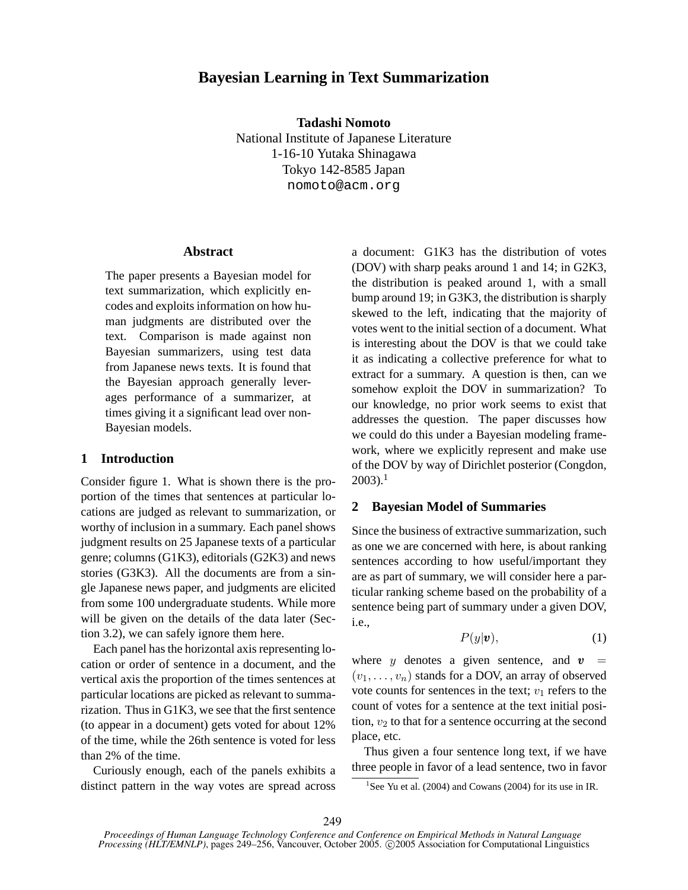# Bayesian Learning in Text Summarization

**Tadashi Nomoto**
National Institute of Japanese Literature
1-16-10 Yutaka Shinagawa
Tokyo 142-8585 Japan
nomoto@acm.org

## Abstract

The paper presents a Bayesian model for text summarization, which explicitly encodes and exploits information on how human judgments are distributed over the text. Comparison is made against non Bayesian summarizers, using test data from Japanese news texts. It is found that the Bayesian approach generally leverages performance of a summarizer, at times giving it a significant lead over non-Bayesian models.

## 1 Introduction

Consider figure 1. What is shown there is the proportion of the times that sentences at particular locations are judged as relevant to summarization, or worthy of inclusion in a summary. Each panel shows judgment results on 25 Japanese texts of a particular genre; columns (G1K3), editorials (G2K3) and news stories (G3K3). All the documents are from a single Japanese news paper, and judgments are elicited from some 100 undergraduate students. While more will be given on the details of the data later (Section 3.2), we can safely ignore them here.

Each panel has the horizontal axis representing location or order of sentence in a document, and the vertical axis the proportion of the times sentences at particular locations are picked as relevant to summarization. Thus in G1K3, we see that the first sentence (to appear in a document) gets voted for about 12% of the time, while the 26th sentence is voted for less than 2% of the time.

Curiously enough, each of the panels exhibits a distinct pattern in the way votes are spread across a document: G1K3 has the distribution of votes (DOV) with sharp peaks around 1 and 14; in G2K3, the distribution is peaked around 1, with a small bump around 19; in G3K3, the distribution is sharply skewed to the left, indicating that the majority of votes went to the initial section of a document. What is interesting about the DOV is that we could take it as indicating a collective preference for what to extract for a summary. A question is then, can we somehow exploit the DOV in summarization? To our knowledge, no prior work seems to exist that addresses the question. The paper discusses how we could do this under a Bayesian modeling framework, where we explicitly represent and make use of the DOV by way of Dirichlet posterior (Congdon, 2003).[1]

## 2 Bayesian Model of Summaries

Since the business of extractive summarization, such as one we are concerned with here, is about ranking sentences according to how useful/important they are as part of summary, we will consider here a particular ranking scheme based on the probability of a sentence being part of summary under a given DOV, i.e.,

$$P(y|\boldsymbol{v}), \tag{1}$$

where $y$ denotes a given sentence, and $\boldsymbol{v} = (v_1, \ldots, v_n)$ stands for a DOV, an array of observed vote counts for sentences in the text; $v_1$ refers to the count of votes for a sentence at the text initial position, $v_2$ to that for a sentence occurring at the second place, etc.

Thus given a four sentence long text, if we have three people in favor of a lead sentence, two in favor

[1] See Yu et al. (2004) and Cowans (2004) for its use in IR.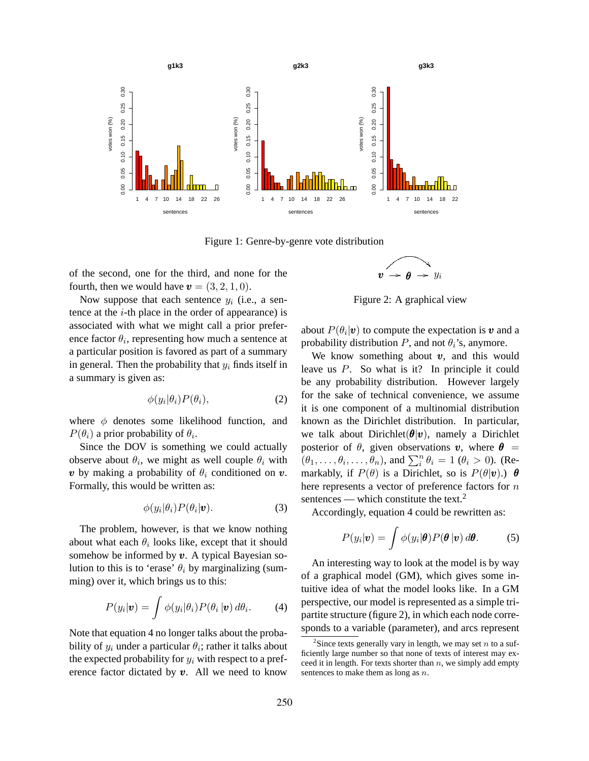Figure 1: Genre-by-genre vote distribution

of the second, one for the third, and none for the fourth, then we would have $\boldsymbol{v} = (3, 2, 1, 0)$.

Now suppose that each sentence $y_i$ (i.e., a sentence at the $i$-th place in the order of appearance) is associated with what we might call a prior preference factor $\theta_i$, representing how much a sentence at a particular position is favored as part of a summary in general. Then the probability that $y_i$ finds itself in a summary is given as:

$$\phi(y_i|\theta_i)P(\theta_i), \tag{2}$$

where $\phi$ denotes some likelihood function, and $P(\theta_i)$ a prior probability of $\theta_i$.

Since the DOV is something we could actually observe about $\theta_i$, we might as well couple $\theta_i$ with $\boldsymbol{v}$ by making a probability of $\theta_i$ conditioned on $\boldsymbol{v}$. Formally, this would be written as:

$$\phi(y_i|\theta_i)P(\theta_i|\boldsymbol{v}). \tag{3}$$

The problem, however, is that we know nothing about what each $\theta_i$ looks like, except that it should somehow be informed by $\boldsymbol{v}$. A typical Bayesian solution to this is to 'erase' $\theta_i$ by marginalizing (summing) over it, which brings us to this:

$$P(y_i|\boldsymbol{v}) = \int \phi(y_i|\theta_i)P(\theta_i\,|\boldsymbol{v})\,d\theta_i. \tag{4}$$

Note that equation 4 no longer talks about the probability of $y_i$ under a particular $\theta_i$; rather it talks about the expected probability for $y_i$ with respect to a preference factor dictated by $\boldsymbol{v}$. All we need to know about $P(\theta_i|\boldsymbol{v})$ to compute the expectation is $\boldsymbol{v}$ and a probability distribution $P$, and not $\theta_i$'s, anymore.

We know something about $\boldsymbol{v}$, and this would leave us $P$. So what is it? In principle it could be any probability distribution. However largely for the sake of technical convenience, we assume it is one component of a multinomial distribution known as the Dirichlet distribution. In particular, we talk about Dirichlet($\boldsymbol{\theta}|\boldsymbol{v}$), namely a Dirichlet posterior of $\theta$, given observations $\boldsymbol{v}$, where $\boldsymbol{\theta} = (\theta_1, \ldots, \theta_i, \ldots, \theta_n)$, and $\sum_i^n \theta_i = 1$ ($\theta_i > 0$). (Remarkably, if $P(\theta)$ is a Dirichlet, so is $P(\theta|\boldsymbol{v})$.) $\boldsymbol{\theta}$ here represents a vector of preference factors for $n$ sentences — which constitute the text.[2]

Accordingly, equation 4 could be rewritten as:

$$P(y_i|\boldsymbol{v}) = \int \phi(y_i|\boldsymbol{\theta})P(\boldsymbol{\theta}\,|\boldsymbol{v})\,d\boldsymbol{\theta}. \tag{5}$$

An interesting way to look at the model is by way of a graphical model (GM), which gives some intuitive idea of what the model looks like. In a GM perspective, our model is represented as a simple tripartite structure (figure 2), in which each node corresponds to a variable (parameter), and arcs represent

$$\boldsymbol{v} \rightarrow \boldsymbol{\theta} \rightarrow y_i$$

Figure 2: A graphical view

[2] Since texts generally vary in length, we may set $n$ to a sufficiently large number so that none of texts of interest may exceed it in length. For texts shorter than $n$, we simply add empty sentences to make them as long as $n$.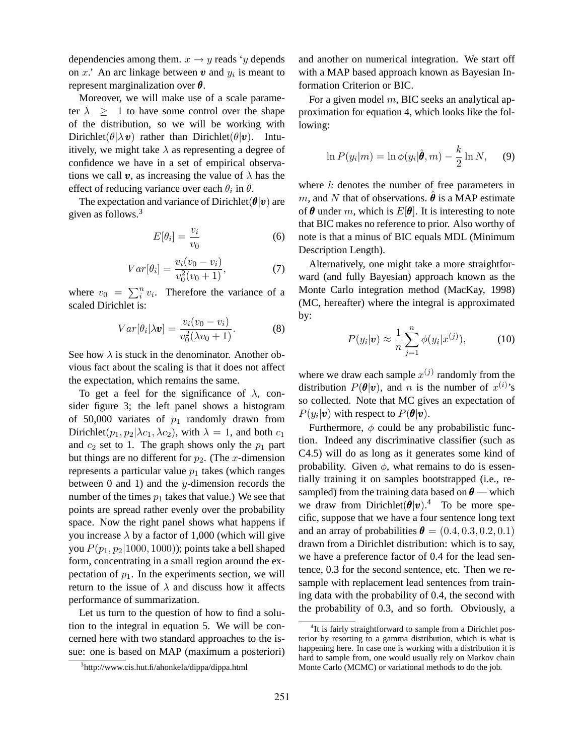dependencies among them. $x \rightarrow y$ reads '$y$ depends on $x$.' An arc linkage between $\boldsymbol{v}$ and $y_i$ is meant to represent marginalization over $\boldsymbol{\theta}$.

Moreover, we will make use of a scale parameter $\lambda \geq 1$ to have some control over the shape of the distribution, so we will be working with Dirichlet$(\theta|\lambda \boldsymbol{v})$ rather than Dirichlet$(\theta|\boldsymbol{v})$. Intuitively, we might take $\lambda$ as representing a degree of confidence we have in a set of empirical observations we call $\boldsymbol{v}$, as increasing the value of $\lambda$ has the effect of reducing variance over each $\theta_i$ in $\theta$.

The expectation and variance of Dirichlet$(\boldsymbol{\theta}|\boldsymbol{v})$ are given as follows.[3]

$$E[\theta_i] = \frac{v_i}{v_0} \tag{6}$$

$$Var[\theta_i] = \frac{v_i(v_0 - v_i)}{v_0^2(v_0 + 1)}, \tag{7}$$

where $v_0 = \sum_i^n v_i$. Therefore the variance of a scaled Dirichlet is:

$$Var[\theta_i|\lambda \boldsymbol{v}] = \frac{v_i(v_0 - v_i)}{v_0^2(\lambda v_0 + 1)}. \tag{8}$$

See how $\lambda$ is stuck in the denominator. Another obvious fact about the scaling is that it does not affect the expectation, which remains the same.

To get a feel for the significance of $\lambda$, consider figure 3; the left panel shows a histogram of 50,000 variates of $p_1$ randomly drawn from Dirichlet$(p_1, p_2|\lambda c_1, \lambda c_2)$, with $\lambda = 1$, and both $c_1$ and $c_2$ set to 1. The graph shows only the $p_1$ part but things are no different for $p_2$. (The $x$-dimension represents a particular value $p_1$ takes (which ranges between 0 and 1) and the $y$-dimension records the number of the times $p_1$ takes that value.) We see that points are spread rather evenly over the probability space. Now the right panel shows what happens if you increase $\lambda$ by a factor of 1,000 (which will give you $P(p_1, p_2|1000, 1000)$); points take a bell shaped form, concentrating in a small region around the expectation of $p_1$. In the experiments section, we will return to the issue of $\lambda$ and discuss how it affects performance of summarization.

Let us turn to the question of how to find a solution to the integral in equation 5. We will be concerned here with two standard approaches to the issue: one is based on MAP (maximum a posteriori) and another on numerical integration. We start off with a MAP based approach known as Bayesian Information Criterion or BIC.

For a given model $m$, BIC seeks an analytical approximation for equation 4, which looks like the following:

$$\ln P(y_i|m) = \ln \phi(y_i|\hat{\boldsymbol{\theta}}, m) - \frac{k}{2} \ln N, \tag{9}$$

where $k$ denotes the number of free parameters in $m$, and $N$ that of observations. $\hat{\boldsymbol{\theta}}$ is a MAP estimate of $\boldsymbol{\theta}$ under $m$, which is $E[\boldsymbol{\theta}]$. It is interesting to note that BIC makes no reference to prior. Also worthy of note is that a minus of BIC equals MDL (Minimum Description Length).

Alternatively, one might take a more straightforward (and fully Bayesian) approach known as the Monte Carlo integration method (MacKay, 1998) (MC, hereafter) where the integral is approximated by:

$$P(y_i|\boldsymbol{v}) \approx \frac{1}{n} \sum_{j=1}^{n} \phi(y_i|x^{(j)}), \tag{10}$$

where we draw each sample $x^{(j)}$ randomly from the distribution $P(\boldsymbol{\theta}|\boldsymbol{v})$, and $n$ is the number of $x^{(i)}$'s so collected. Note that MC gives an expectation of $P(y_i|\boldsymbol{v})$ with respect to $P(\boldsymbol{\theta}|\boldsymbol{v})$.

Furthermore, $\phi$ could be any probabilistic function. Indeed any discriminative classifier (such as C4.5) will do as long as it generates some kind of probability. Given $\phi$, what remains to do is essentially training it on samples bootstrapped (i.e., re-sampled) from the training data based on $\boldsymbol{\theta}$ — which we draw from Dirichlet$(\boldsymbol{\theta}|\boldsymbol{v})$.[4] To be more specific, suppose that we have a four sentence long text and an array of probabilities $\boldsymbol{\theta} = (0.4, 0.3, 0.2, 0.1)$ drawn from a Dirichlet distribution: which is to say, we have a preference factor of 0.4 for the lead sentence, 0.3 for the second sentence, etc. Then we re-sample with replacement lead sentences from training data with the probability of 0.4, the second with the probability of 0.3, and so forth. Obviously, a

[3] http://www.cis.hut.fi/ahonkela/dippa/dippa.html

[4] It is fairly straightforward to sample from a Dirichlet posterior by resorting to a gamma distribution, which is what is happening here. In case one is working with a distribution it is hard to sample from, one would usually rely on Markov chain Monte Carlo (MCMC) or variational methods to do the job.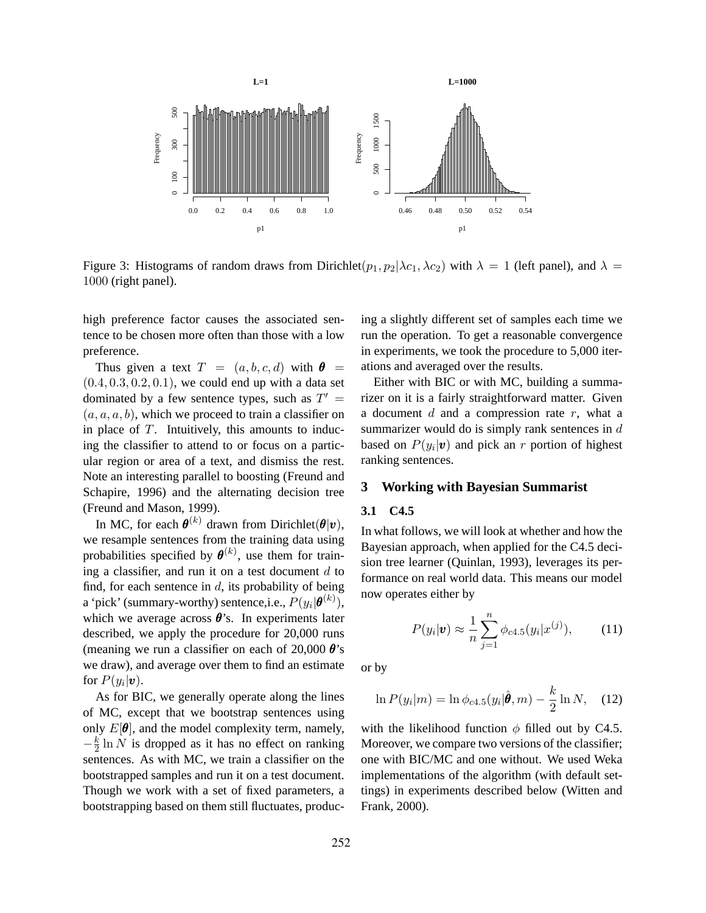Figure 3: Histograms of random draws from Dirichlet$(p_1, p_2|\lambda c_1, \lambda c_2)$ with $\lambda = 1$ (left panel), and $\lambda = 1000$ (right panel).

high preference factor causes the associated sentence to be chosen more often than those with a low preference.

Thus given a text $T = (a, b, c, d)$ with $\boldsymbol{\theta} = (0.4, 0.3, 0.2, 0.1)$, we could end up with a data set dominated by a few sentence types, such as $T' = (a, a, a, b)$, which we proceed to train a classifier on in place of $T$. Intuitively, this amounts to inducing the classifier to attend to or focus on a particular region or area of a text, and dismiss the rest. Note an interesting parallel to boosting (Freund and Schapire, 1996) and the alternating decision tree (Freund and Mason, 1999).

In MC, for each $\boldsymbol{\theta}^{(k)}$ drawn from Dirichlet$(\boldsymbol{\theta}|\boldsymbol{v})$, we resample sentences from the training data using probabilities specified by $\boldsymbol{\theta}^{(k)}$, use them for training a classifier, and run it on a test document $d$ to find, for each sentence in $d$, its probability of being a 'pick' (summary-worthy) sentence,i.e., $P(y_i|\boldsymbol{\theta}^{(k)})$, which we average across $\boldsymbol{\theta}$'s. In experiments later described, we apply the procedure for 20,000 runs (meaning we run a classifier on each of 20,000 $\boldsymbol{\theta}$'s we draw), and average over them to find an estimate for $P(y_i|\boldsymbol{v})$.

As for BIC, we generally operate along the lines of MC, except that we bootstrap sentences using only $E[\boldsymbol{\theta}]$, and the model complexity term, namely, $-\frac{k}{2}\ln N$ is dropped as it has no effect on ranking sentences. As with MC, we train a classifier on the bootstrapped samples and run it on a test document. Though we work with a set of fixed parameters, a bootstrapping based on them still fluctuates, producing a slightly different set of samples each time we run the operation. To get a reasonable convergence in experiments, we took the procedure to 5,000 iterations and averaged over the results.

Either with BIC or with MC, building a summarizer on it is a fairly straightforward matter. Given a document $d$ and a compression rate $r$, what a summarizer would do is simply rank sentences in $d$ based on $P(y_i|\boldsymbol{v})$ and pick an $r$ portion of highest ranking sentences.

## 3 Working with Bayesian Summarist

### 3.1 C4.5

In what follows, we will look at whether and how the Bayesian approach, when applied for the C4.5 decision tree learner (Quinlan, 1993), leverages its performance on real world data. This means our model now operates either by

$$P(y_i|\boldsymbol{v}) \approx \frac{1}{n}\sum_{j=1}^{n} \phi_{c4.5}(y_i|x^{(j)}), \qquad (11)$$

or by

$$\ln P(y_i|m) = \ln \phi_{c4.5}(y_i|\hat{\boldsymbol{\theta}}, m) - \frac{k}{2}\ln N, \quad (12)$$

with the likelihood function $\phi$ filled out by C4.5. Moreover, we compare two versions of the classifier; one with BIC/MC and one without. We used Weka implementations of the algorithm (with default settings) in experiments described below (Witten and Frank, 2000).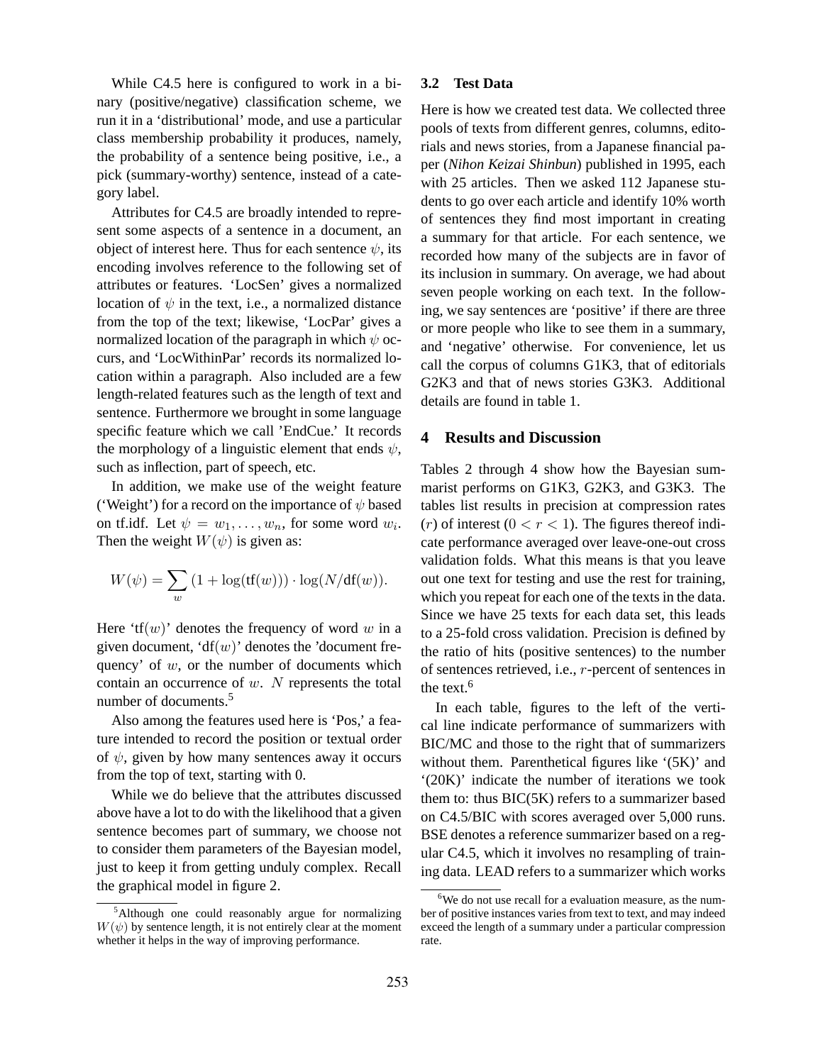While C4.5 here is configured to work in a binary (positive/negative) classification scheme, we run it in a 'distributional' mode, and use a particular class membership probability it produces, namely, the probability of a sentence being positive, i.e., a pick (summary-worthy) sentence, instead of a category label.

Attributes for C4.5 are broadly intended to represent some aspects of a sentence in a document, an object of interest here. Thus for each sentence $\psi$, its encoding involves reference to the following set of attributes or features. 'LocSen' gives a normalized location of $\psi$ in the text, i.e., a normalized distance from the top of the text; likewise, 'LocPar' gives a normalized location of the paragraph in which $\psi$ occurs, and 'LocWithinPar' records its normalized location within a paragraph. Also included are a few length-related features such as the length of text and sentence. Furthermore we brought in some language specific feature which we call 'EndCue.' It records the morphology of a linguistic element that ends $\psi$, such as inflection, part of speech, etc.

In addition, we make use of the weight feature ('Weight') for a record on the importance of $\psi$ based on tf.idf. Let $\psi = w_1, \ldots, w_n$, for some word $w_i$. Then the weight $W(\psi)$ is given as:

$$W(\psi) = \sum_{w} (1 + \log(\text{tf}(w))) \cdot \log(N/\text{df}(w)).$$

Here 'tf$(w)$' denotes the frequency of word $w$ in a given document, 'df$(w)$' denotes the 'document frequency' of $w$, or the number of documents which contain an occurrence of $w$. $N$ represents the total number of documents.[5]

Also among the features used here is 'Pos,' a feature intended to record the position or textual order of $\psi$, given by how many sentences away it occurs from the top of text, starting with 0.

While we do believe that the attributes discussed above have a lot to do with the likelihood that a given sentence becomes part of summary, we choose not to consider them parameters of the Bayesian model, just to keep it from getting unduly complex. Recall the graphical model in figure 2.

### 3.2 Test Data

Here is how we created test data. We collected three pools of texts from different genres, columns, editorials and news stories, from a Japanese financial paper (*Nihon Keizai Shinbun*) published in 1995, each with 25 articles. Then we asked 112 Japanese students to go over each article and identify 10% worth of sentences they find most important in creating a summary for that article. For each sentence, we recorded how many of the subjects are in favor of its inclusion in summary. On average, we had about seven people working on each text. In the following, we say sentences are 'positive' if there are three or more people who like to see them in a summary, and 'negative' otherwise. For convenience, let us call the corpus of columns G1K3, that of editorials G2K3 and that of news stories G3K3. Additional details are found in table 1.

## 4 Results and Discussion

Tables 2 through 4 show how the Bayesian summarist performs on G1K3, G2K3, and G3K3. The tables list results in precision at compression rates ($r$) of interest ($0 < r < 1$). The figures thereof indicate performance averaged over leave-one-out cross validation folds. What this means is that you leave out one text for testing and use the rest for training, which you repeat for each one of the texts in the data. Since we have 25 texts for each data set, this leads to a 25-fold cross validation. Precision is defined by the ratio of hits (positive sentences) to the number of sentences retrieved, i.e., $r$-percent of sentences in the text.[6]

In each table, figures to the left of the vertical line indicate performance of summarizers with BIC/MC and those to the right that of summarizers without them. Parenthetical figures like '(5K)' and '(20K)' indicate the number of iterations we took them to: thus BIC(5K) refers to a summarizer based on C4.5/BIC with scores averaged over 5,000 runs. BSE denotes a reference summarizer based on a regular C4.5, which it involves no resampling of training data. LEAD refers to a summarizer which works

[5] Although one could reasonably argue for normalizing $W(\psi)$ by sentence length, it is not entirely clear at the moment whether it helps in the way of improving performance.

[6] We do not use recall for a evaluation measure, as the number of positive instances varies from text to text, and may indeed exceed the length of a summary under a particular compression rate.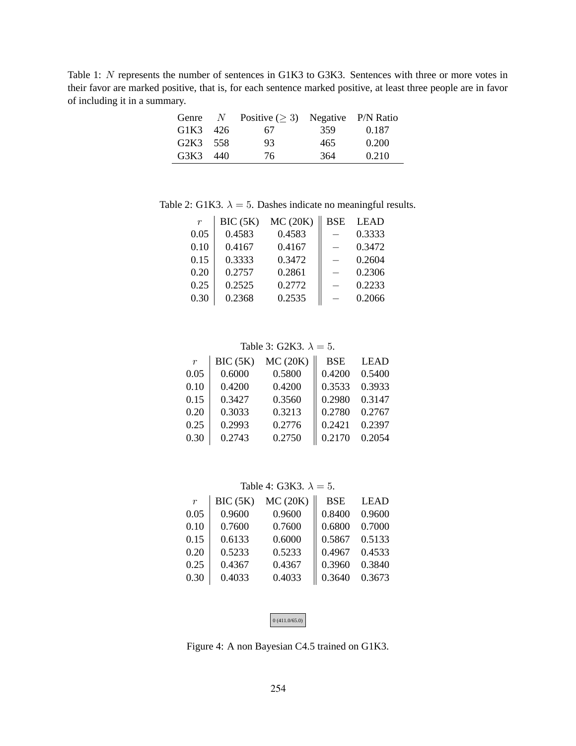Table 1: $N$ represents the number of sentences in G1K3 to G3K3. Sentences with three or more votes in their favor are marked positive, that is, for each sentence marked positive, at least three people are in favor of including it in a summary.

| Genre | $N$ | Positive ($\geq 3$) | Negative | P/N Ratio |
|---|---|---|---|---|
| G1K3 | 426 | 67 | 359 | 0.187 |
| G2K3 | 558 | 93 | 465 | 0.200 |
| G3K3 | 440 | 76 | 364 | 0.210 |

Table 2: G1K3. $\lambda = 5$. Dashes indicate no meaningful results.

| $r$ | BIC (5K) | MC (20K) | BSE | LEAD |
|---|---|---|---|---|
| 0.05 | 0.4583 | 0.4583 | – | 0.3333 |
| 0.10 | 0.4167 | 0.4167 | – | 0.3472 |
| 0.15 | 0.3333 | 0.3472 | – | 0.2604 |
| 0.20 | 0.2757 | 0.2861 | – | 0.2306 |
| 0.25 | 0.2525 | 0.2772 | – | 0.2233 |
| 0.30 | 0.2368 | 0.2535 | – | 0.2066 |

Table 3: G2K3. $\lambda = 5$.

| $r$ | BIC (5K) | MC (20K) | BSE | LEAD |
|---|---|---|---|---|
| 0.05 | 0.6000 | 0.5800 | 0.4200 | 0.5400 |
| 0.10 | 0.4200 | 0.4200 | 0.3533 | 0.3933 |
| 0.15 | 0.3427 | 0.3560 | 0.2980 | 0.3147 |
| 0.20 | 0.3033 | 0.3213 | 0.2780 | 0.2767 |
| 0.25 | 0.2993 | 0.2776 | 0.2421 | 0.2397 |
| 0.30 | 0.2743 | 0.2750 | 0.2170 | 0.2054 |

Table 4: G3K3. $\lambda = 5$.

| $r$ | BIC (5K) | MC (20K) | BSE | LEAD |
|---|---|---|---|---|
| 0.05 | 0.9600 | 0.9600 | 0.8400 | 0.9600 |
| 0.10 | 0.7600 | 0.7600 | 0.6800 | 0.7000 |
| 0.15 | 0.6133 | 0.6000 | 0.5867 | 0.5133 |
| 0.20 | 0.5233 | 0.5233 | 0.4967 | 0.4533 |
| 0.25 | 0.4367 | 0.4367 | 0.3960 | 0.3840 |
| 0.30 | 0.4033 | 0.4033 | 0.3640 | 0.3673 |

0 (411.0/65.0)

Figure 4: A non Bayesian C4.5 trained on G1K3.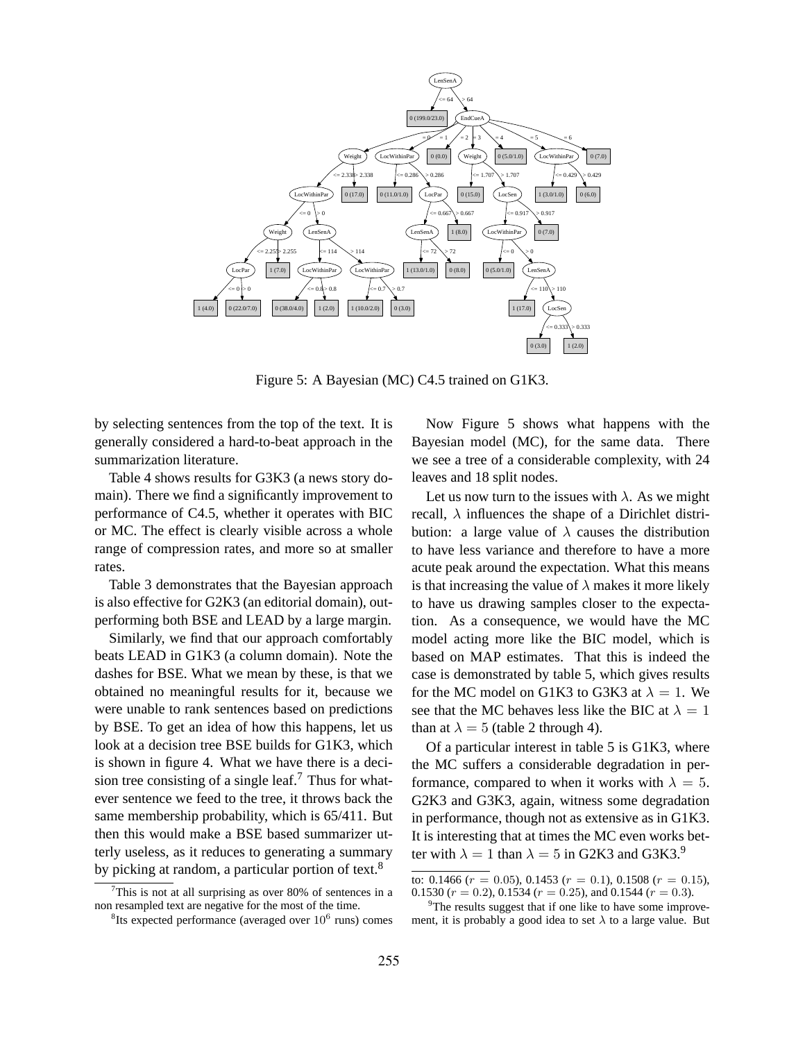Figure 5: A Bayesian (MC) C4.5 trained on G1K3.

by selecting sentences from the top of the text. It is generally considered a hard-to-beat approach in the summarization literature.

Table 4 shows results for G3K3 (a news story domain). There we find a significantly improvement to performance of C4.5, whether it operates with BIC or MC. The effect is clearly visible across a whole range of compression rates, and more so at smaller rates.

Table 3 demonstrates that the Bayesian approach is also effective for G2K3 (an editorial domain), outperforming both BSE and LEAD by a large margin.

Similarly, we find that our approach comfortably beats LEAD in G1K3 (a column domain). Note the dashes for BSE. What we mean by these, is that we obtained no meaningful results for it, because we were unable to rank sentences based on predictions by BSE. To get an idea of how this happens, let us look at a decision tree BSE builds for G1K3, which is shown in figure 4. What we have there is a decision tree consisting of a single leaf.[7] Thus for whatever sentence we feed to the tree, it throws back the same membership probability, which is 65/411. But then this would make a BSE based summarizer utterly useless, as it reduces to generating a summary by picking at random, a particular portion of text.[8]

Now Figure 5 shows what happens with the Bayesian model (MC), for the same data. There we see a tree of a considerable complexity, with 24 leaves and 18 split nodes.

Let us now turn to the issues with $\lambda$. As we might recall, $\lambda$ influences the shape of a Dirichlet distribution: a large value of $\lambda$ causes the distribution to have less variance and therefore to have a more acute peak around the expectation. What this means is that increasing the value of $\lambda$ makes it more likely to have us drawing samples closer to the expectation. As a consequence, we would have the MC model acting more like the BIC model, which is based on MAP estimates. That this is indeed the case is demonstrated by table 5, which gives results for the MC model on G1K3 to G3K3 at $\lambda = 1$. We see that the MC behaves less like the BIC at $\lambda = 1$ than at $\lambda = 5$ (table 2 through 4).

Of a particular interest in table 5 is G1K3, where the MC suffers a considerable degradation in performance, compared to when it works with $\lambda = 5$. G2K3 and G3K3, again, witness some degradation in performance, though not as extensive as in G1K3. It is interesting that at times the MC even works better with $\lambda = 1$ than $\lambda = 5$ in G2K3 and G3K3.[9]

---

[7] This is not at all surprising as over 80% of sentences in a non resampled text are negative for the most of the time.

[8] Its expected performance (averaged over $10^6$ runs) comes to: 0.1466 ($r = 0.05$), 0.1453 ($r = 0.1$), 0.1508 ($r = 0.15$), 0.1530 ($r = 0.2$), 0.1534 ($r = 0.25$), and 0.1544 ($r = 0.3$).

[9] The results suggest that if one like to have some improvement, it is probably a good idea to set $\lambda$ to a large value. But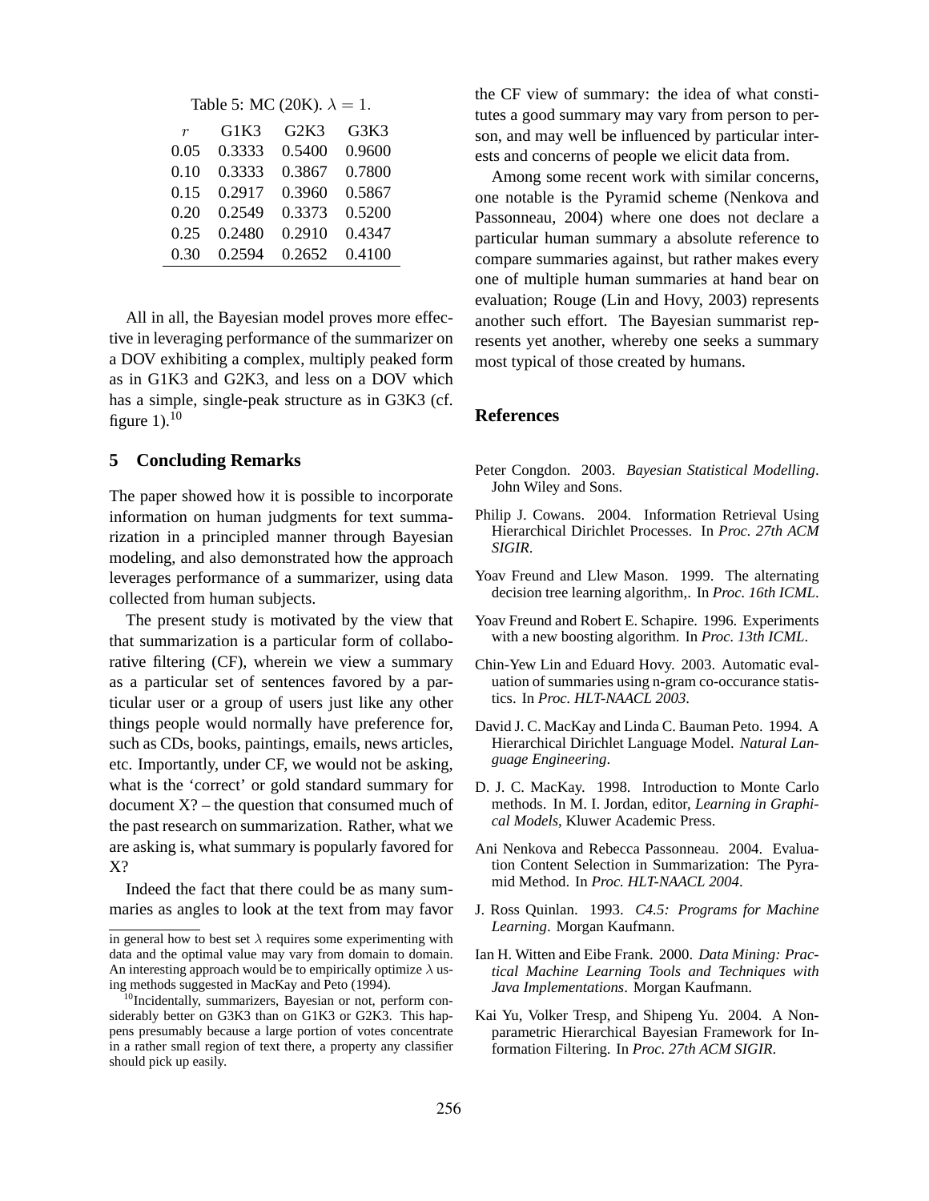Table 5: MC (20K). $\lambda = 1$.

| $r$ | G1K3 | G2K3 | G3K3 |
|---|---|---|---|
| 0.05 | 0.3333 | 0.5400 | 0.9600 |
| 0.10 | 0.3333 | 0.3867 | 0.7800 |
| 0.15 | 0.2917 | 0.3960 | 0.5867 |
| 0.20 | 0.2549 | 0.3373 | 0.5200 |
| 0.25 | 0.2480 | 0.2910 | 0.4347 |
| 0.30 | 0.2594 | 0.2652 | 0.4100 |

All in all, the Bayesian model proves more effective in leveraging performance of the summarizer on a DOV exhibiting a complex, multiply peaked form as in G1K3 and G2K3, and less on a DOV which has a simple, single-peak structure as in G3K3 (cf. figure 1).[10]

## 5 Concluding Remarks

The paper showed how it is possible to incorporate information on human judgments for text summarization in a principled manner through Bayesian modeling, and also demonstrated how the approach leverages performance of a summarizer, using data collected from human subjects.

The present study is motivated by the view that that summarization is a particular form of collaborative filtering (CF), wherein we view a summary as a particular set of sentences favored by a particular user or a group of users just like any other things people would normally have preference for, such as CDs, books, paintings, emails, news articles, etc. Importantly, under CF, we would not be asking, what is the 'correct' or gold standard summary for document X? – the question that consumed much of the past research on summarization. Rather, what we are asking is, what summary is popularly favored for X?

Indeed the fact that there could be as many summaries as angles to look at the text from may favor the CF view of summary: the idea of what constitutes a good summary may vary from person to person, and may well be influenced by particular interests and concerns of people we elicit data from.

Among some recent work with similar concerns, one notable is the Pyramid scheme (Nenkova and Passonneau, 2004) where one does not declare a particular human summary a absolute reference to compare summaries against, but rather makes every one of multiple human summaries at hand bear on evaluation; Rouge (Lin and Hovy, 2003) represents another such effort. The Bayesian summarist represents yet another, whereby one seeks a summary most typical of those created by humans.

in general how to best set $\lambda$ requires some experimenting with data and the optimal value may vary from domain to domain. An interesting approach would be to empirically optimize $\lambda$ using methods suggested in MacKay and Peto (1994).

[10] Incidentally, summarizers, Bayesian or not, perform considerably better on G3K3 than on G1K3 or G2K3. This happens presumably because a large portion of votes concentrate in a rather small region of text there, a property any classifier should pick up easily.

## References

Peter Congdon. 2003. *Bayesian Statistical Modelling*. John Wiley and Sons.

Philip J. Cowans. 2004. Information Retrieval Using Hierarchical Dirichlet Processes. In *Proc. 27th ACM SIGIR*.

Yoav Freund and Llew Mason. 1999. The alternating decision tree learning algorithm,. In *Proc. 16th ICML*.

Yoav Freund and Robert E. Schapire. 1996. Experiments with a new boosting algorithm. In *Proc. 13th ICML*.

Chin-Yew Lin and Eduard Hovy. 2003. Automatic evaluation of summaries using n-gram co-occurance statistics. In *Proc. HLT-NAACL 2003*.

David J. C. MacKay and Linda C. Bauman Peto. 1994. A Hierarchical Dirichlet Language Model. *Natural Language Engineering*.

D. J. C. MacKay. 1998. Introduction to Monte Carlo methods. In M. I. Jordan, editor, *Learning in Graphical Models*, Kluwer Academic Press.

Ani Nenkova and Rebecca Passonneau. 2004. Evaluation Content Selection in Summarization: The Pyramid Method. In *Proc. HLT-NAACL 2004*.

J. Ross Quinlan. 1993. *C4.5: Programs for Machine Learning*. Morgan Kaufmann.

Ian H. Witten and Eibe Frank. 2000. *Data Mining: Practical Machine Learning Tools and Techniques with Java Implementations*. Morgan Kaufmann.

Kai Yu, Volker Tresp, and Shipeng Yu. 2004. A Nonparametric Hierarchical Bayesian Framework for Information Filtering. In *Proc. 27th ACM SIGIR*.